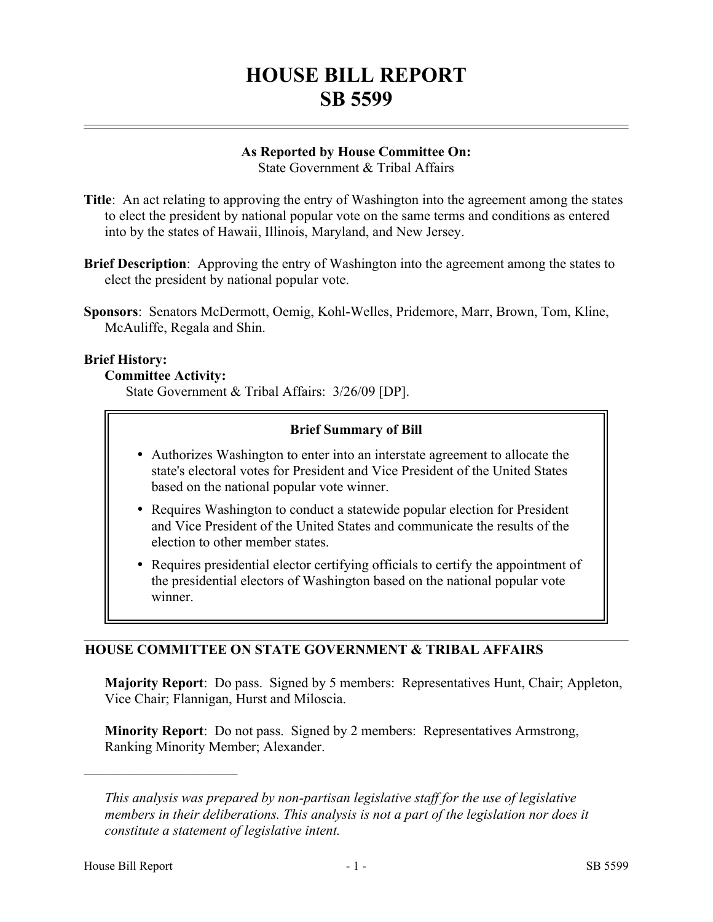# HOUSE BILL REPORT
# SB 5599

**As Reported by House Committee On:**
State Government & Tribal Affairs

**Title**: An act relating to approving the entry of Washington into the agreement among the states to elect the president by national popular vote on the same terms and conditions as entered into by the states of Hawaii, Illinois, Maryland, and New Jersey.

**Brief Description**: Approving the entry of Washington into the agreement among the states to elect the president by national popular vote.

**Sponsors**: Senators McDermott, Oemig, Kohl-Welles, Pridemore, Marr, Brown, Tom, Kline, McAuliffe, Regala and Shin.

**Brief History:**

**Committee Activity:**

State Government & Tribal Affairs: 3/26/09 [DP].

**Brief Summary of Bill**

- Authorizes Washington to enter into an interstate agreement to allocate the state's electoral votes for President and Vice President of the United States based on the national popular vote winner.
- Requires Washington to conduct a statewide popular election for President and Vice President of the United States and communicate the results of the election to other member states.
- Requires presidential elector certifying officials to certify the appointment of the presidential electors of Washington based on the national popular vote winner.

## HOUSE COMMITTEE ON STATE GOVERNMENT & TRIBAL AFFAIRS

**Majority Report**: Do pass. Signed by 5 members: Representatives Hunt, Chair; Appleton, Vice Chair; Flannigan, Hurst and Miloscia.

**Minority Report**: Do not pass. Signed by 2 members: Representatives Armstrong, Ranking Minority Member; Alexander.

---

*This analysis was prepared by non-partisan legislative staff for the use of legislative members in their deliberations. This analysis is not a part of the legislation nor does it constitute a statement of legislative intent.*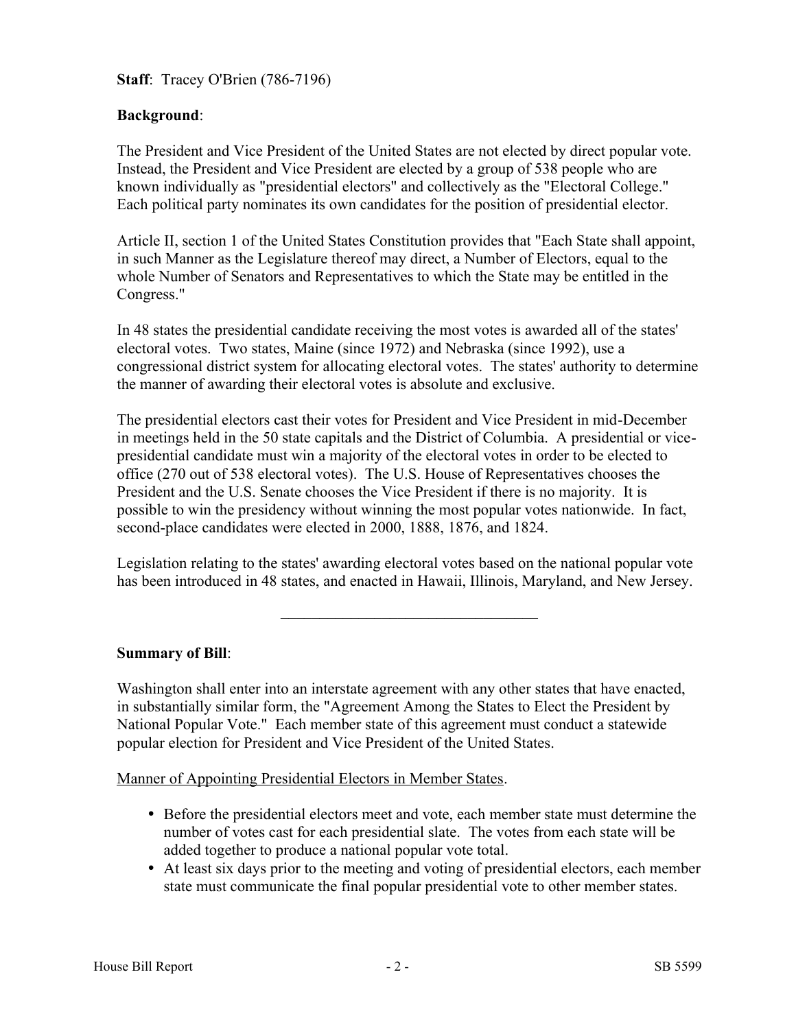**Staff**: Tracey O'Brien (786-7196)

**Background**:

The President and Vice President of the United States are not elected by direct popular vote. Instead, the President and Vice President are elected by a group of 538 people who are known individually as "presidential electors" and collectively as the "Electoral College." Each political party nominates its own candidates for the position of presidential elector.

Article II, section 1 of the United States Constitution provides that "Each State shall appoint, in such Manner as the Legislature thereof may direct, a Number of Electors, equal to the whole Number of Senators and Representatives to which the State may be entitled in the Congress."

In 48 states the presidential candidate receiving the most votes is awarded all of the states' electoral votes. Two states, Maine (since 1972) and Nebraska (since 1992), use a congressional district system for allocating electoral votes. The states' authority to determine the manner of awarding their electoral votes is absolute and exclusive.

The presidential electors cast their votes for President and Vice President in mid-December in meetings held in the 50 state capitals and the District of Columbia. A presidential or vice-presidential candidate must win a majority of the electoral votes in order to be elected to office (270 out of 538 electoral votes). The U.S. House of Representatives chooses the President and the U.S. Senate chooses the Vice President if there is no majority. It is possible to win the presidency without winning the most popular votes nationwide. In fact, second-place candidates were elected in 2000, 1888, 1876, and 1824.

Legislation relating to the states' awarding electoral votes based on the national popular vote has been introduced in 48 states, and enacted in Hawaii, Illinois, Maryland, and New Jersey.

---

**Summary of Bill**:

Washington shall enter into an interstate agreement with any other states that have enacted, in substantially similar form, the "Agreement Among the States to Elect the President by National Popular Vote." Each member state of this agreement must conduct a statewide popular election for President and Vice President of the United States.

Manner of Appointing Presidential Electors in Member States.

- Before the presidential electors meet and vote, each member state must determine the number of votes cast for each presidential slate. The votes from each state will be added together to produce a national popular vote total.
- At least six days prior to the meeting and voting of presidential electors, each member state must communicate the final popular presidential vote to other member states.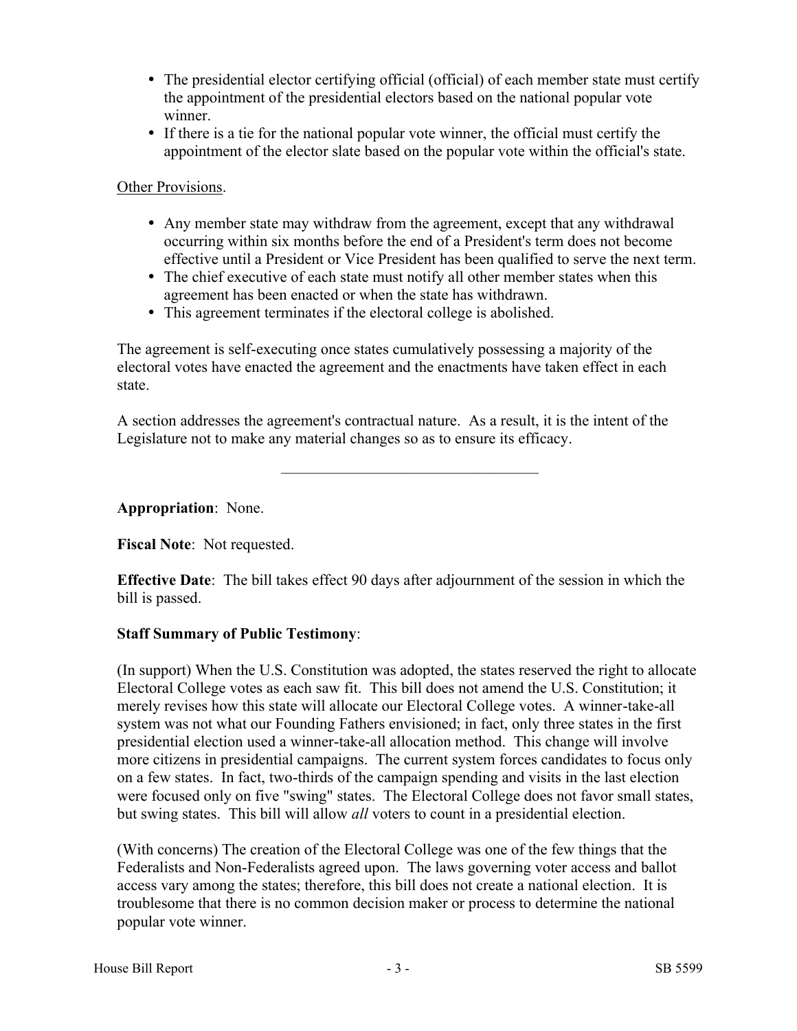- The presidential elector certifying official (official) of each member state must certify the appointment of the presidential electors based on the national popular vote winner.
- If there is a tie for the national popular vote winner, the official must certify the appointment of the elector slate based on the popular vote within the official's state.

Other Provisions.

- Any member state may withdraw from the agreement, except that any withdrawal occurring within six months before the end of a President's term does not become effective until a President or Vice President has been qualified to serve the next term.
- The chief executive of each state must notify all other member states when this agreement has been enacted or when the state has withdrawn.
- This agreement terminates if the electoral college is abolished.

The agreement is self-executing once states cumulatively possessing a majority of the electoral votes have enacted the agreement and the enactments have taken effect in each state.

A section addresses the agreement's contractual nature. As a result, it is the intent of the Legislature not to make any material changes so as to ensure its efficacy.

---

**Appropriation**: None.

**Fiscal Note**: Not requested.

**Effective Date**: The bill takes effect 90 days after adjournment of the session in which the bill is passed.

**Staff Summary of Public Testimony**:

(In support) When the U.S. Constitution was adopted, the states reserved the right to allocate Electoral College votes as each saw fit. This bill does not amend the U.S. Constitution; it merely revises how this state will allocate our Electoral College votes. A winner-take-all system was not what our Founding Fathers envisioned; in fact, only three states in the first presidential election used a winner-take-all allocation method. This change will involve more citizens in presidential campaigns. The current system forces candidates to focus only on a few states. In fact, two-thirds of the campaign spending and visits in the last election were focused only on five "swing" states. The Electoral College does not favor small states, but swing states. This bill will allow *all* voters to count in a presidential election.

(With concerns) The creation of the Electoral College was one of the few things that the Federalists and Non-Federalists agreed upon. The laws governing voter access and ballot access vary among the states; therefore, this bill does not create a national election. It is troublesome that there is no common decision maker or process to determine the national popular vote winner.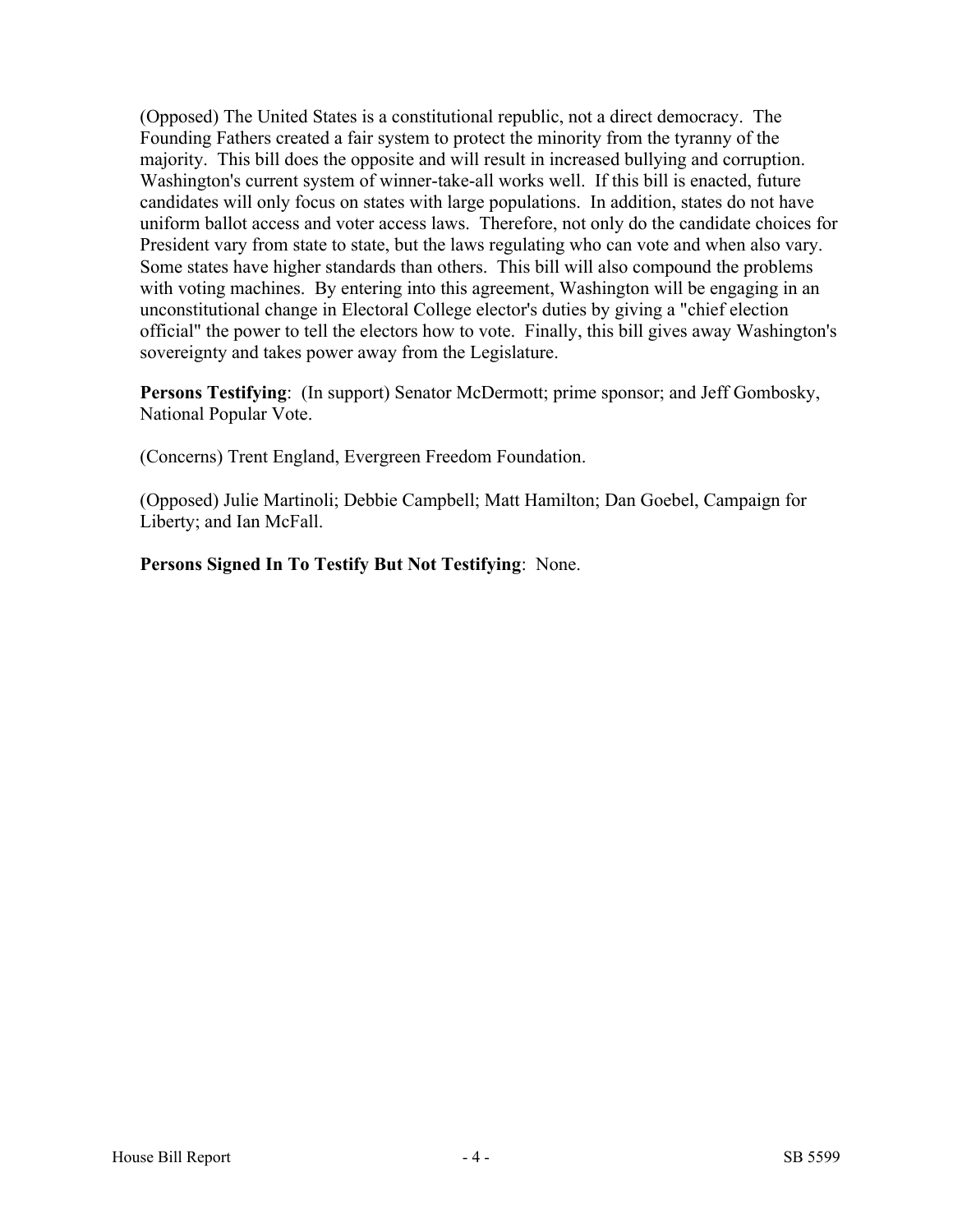(Opposed) The United States is a constitutional republic, not a direct democracy. The Founding Fathers created a fair system to protect the minority from the tyranny of the majority. This bill does the opposite and will result in increased bullying and corruption. Washington's current system of winner-take-all works well. If this bill is enacted, future candidates will only focus on states with large populations. In addition, states do not have uniform ballot access and voter access laws. Therefore, not only do the candidate choices for President vary from state to state, but the laws regulating who can vote and when also vary. Some states have higher standards than others. This bill will also compound the problems with voting machines. By entering into this agreement, Washington will be engaging in an unconstitutional change in Electoral College elector's duties by giving a "chief election official" the power to tell the electors how to vote. Finally, this bill gives away Washington's sovereignty and takes power away from the Legislature.

**Persons Testifying**: (In support) Senator McDermott; prime sponsor; and Jeff Gombosky, National Popular Vote.

(Concerns) Trent England, Evergreen Freedom Foundation.

(Opposed) Julie Martinoli; Debbie Campbell; Matt Hamilton; Dan Goebel, Campaign for Liberty; and Ian McFall.

**Persons Signed In To Testify But Not Testifying**: None.